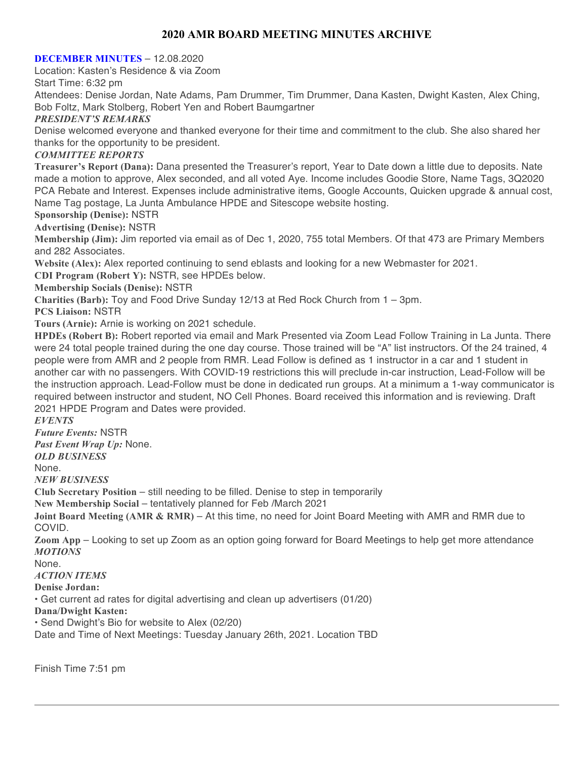# 2020 AMR BOARD MEETING MINUTES ARCHIVE

**DECEMBER MINUTES** – 12.08.2020

Location: Kasten's Residence & via Zoom

Start Time: 6:32 pm

Attendees: Denise Jordan, Nate Adams, Pam Drummer, Tim Drummer, Dana Kasten, Dwight Kasten, Alex Ching, Bob Foltz, Mark Stolberg, Robert Yen and Robert Baumgartner

***PRESIDENT'S REMARKS***

Denise welcomed everyone and thanked everyone for their time and commitment to the club. She also shared her thanks for the opportunity to be president.

***COMMITTEE REPORTS***

**Treasurer's Report (Dana):** Dana presented the Treasurer's report, Year to Date down a little due to deposits. Nate made a motion to approve, Alex seconded, and all voted Aye. Income includes Goodie Store, Name Tags, 3Q2020 PCA Rebate and Interest. Expenses include administrative items, Google Accounts, Quicken upgrade & annual cost, Name Tag postage, La Junta Ambulance HPDE and Sitescope website hosting.

**Sponsorship (Denise):** NSTR

**Advertising (Denise):** NSTR

**Membership (Jim):** Jim reported via email as of Dec 1, 2020, 755 total Members. Of that 473 are Primary Members and 282 Associates.

**Website (Alex):** Alex reported continuing to send eblasts and looking for a new Webmaster for 2021.

**CDI Program (Robert Y):** NSTR, see HPDEs below.

**Membership Socials (Denise):** NSTR

**Charities (Barb):** Toy and Food Drive Sunday 12/13 at Red Rock Church from 1 – 3pm.

**PCS Liaison:** NSTR

**Tours (Arnie):** Arnie is working on 2021 schedule.

**HPDEs (Robert B):** Robert reported via email and Mark Presented via Zoom Lead Follow Training in La Junta. There were 24 total people trained during the one day course. Those trained will be "A" list instructors. Of the 24 trained, 4 people were from AMR and 2 people from RMR. Lead Follow is defined as 1 instructor in a car and 1 student in another car with no passengers. With COVID-19 restrictions this will preclude in-car instruction, Lead-Follow will be the instruction approach. Lead-Follow must be done in dedicated run groups. At a minimum a 1-way communicator is required between instructor and student, NO Cell Phones. Board received this information and is reviewing. Draft 2021 HPDE Program and Dates were provided.

***EVENTS***

***Future Events:*** NSTR

***Past Event Wrap Up:*** None.

***OLD BUSINESS***

None.

***NEW BUSINESS***

**Club Secretary Position** – still needing to be filled. Denise to step in temporarily

**New Membership Social** – tentatively planned for Feb /March 2021

**Joint Board Meeting (AMR & RMR)** – At this time, no need for Joint Board Meeting with AMR and RMR due to COVID.

**Zoom App** – Looking to set up Zoom as an option going forward for Board Meetings to help get more attendance

***MOTIONS***

None.

***ACTION ITEMS***

**Denise Jordan:**

- Get current ad rates for digital advertising and clean up advertisers (01/20)

**Dana/Dwight Kasten:**

- Send Dwight's Bio for website to Alex (02/20)

Date and Time of Next Meetings: Tuesday January 26th, 2021. Location TBD

Finish Time 7:51 pm

---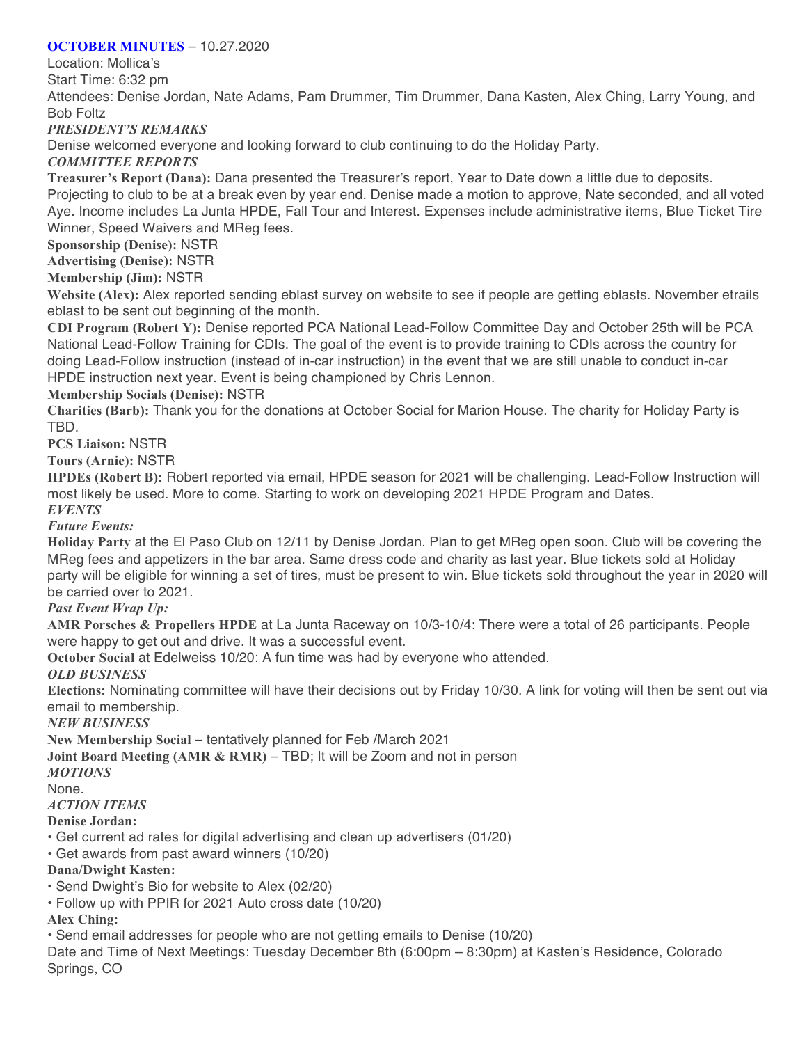## OCTOBER MINUTES – 10.27.2020

Location: Mollica's

Start Time: 6:32 pm

Attendees: Denise Jordan, Nate Adams, Pam Drummer, Tim Drummer, Dana Kasten, Alex Ching, Larry Young, and Bob Foltz

### *PRESIDENT'S REMARKS*

Denise welcomed everyone and looking forward to club continuing to do the Holiday Party.

### *COMMITTEE REPORTS*

**Treasurer's Report (Dana):** Dana presented the Treasurer's report, Year to Date down a little due to deposits. Projecting to club to be at a break even by year end. Denise made a motion to approve, Nate seconded, and all voted Aye. Income includes La Junta HPDE, Fall Tour and Interest. Expenses include administrative items, Blue Ticket Tire Winner, Speed Waivers and MReg fees.

**Sponsorship (Denise):** NSTR

**Advertising (Denise):** NSTR

**Membership (Jim):** NSTR

**Website (Alex):** Alex reported sending eblast survey on website to see if people are getting eblasts. November etrails eblast to be sent out beginning of the month.

**CDI Program (Robert Y):** Denise reported PCA National Lead-Follow Committee Day and October 25th will be PCA National Lead-Follow Training for CDIs. The goal of the event is to provide training to CDIs across the country for doing Lead-Follow instruction (instead of in-car instruction) in the event that we are still unable to conduct in-car HPDE instruction next year. Event is being championed by Chris Lennon.

**Membership Socials (Denise):** NSTR

**Charities (Barb):** Thank you for the donations at October Social for Marion House. The charity for Holiday Party is TBD.

**PCS Liaison:** NSTR

**Tours (Arnie):** NSTR

**HPDEs (Robert B):** Robert reported via email, HPDE season for 2021 will be challenging. Lead-Follow Instruction will most likely be used. More to come. Starting to work on developing 2021 HPDE Program and Dates.

### *EVENTS*

*Future Events:*

**Holiday Party** at the El Paso Club on 12/11 by Denise Jordan. Plan to get MReg open soon. Club will be covering the MReg fees and appetizers in the bar area. Same dress code and charity as last year. Blue tickets sold at Holiday party will be eligible for winning a set of tires, must be present to win. Blue tickets sold throughout the year in 2020 will be carried over to 2021.

*Past Event Wrap Up:*

**AMR Porsches & Propellers HPDE** at La Junta Raceway on 10/3-10/4: There were a total of 26 participants. People were happy to get out and drive. It was a successful event.

**October Social** at Edelweiss 10/20: A fun time was had by everyone who attended.

### *OLD BUSINESS*

**Elections:** Nominating committee will have their decisions out by Friday 10/30. A link for voting will then be sent out via email to membership.

### *NEW BUSINESS*

**New Membership Social** – tentatively planned for Feb /March 2021

**Joint Board Meeting (AMR & RMR)** – TBD; It will be Zoom and not in person

### *MOTIONS*

None.

### *ACTION ITEMS*

**Denise Jordan:**

- Get current ad rates for digital advertising and clean up advertisers (01/20)
- Get awards from past award winners (10/20)

**Dana/Dwight Kasten:**

- Send Dwight's Bio for website to Alex (02/20)
- Follow up with PPIR for 2021 Auto cross date (10/20)

**Alex Ching:**

- Send email addresses for people who are not getting emails to Denise (10/20)

Date and Time of Next Meetings: Tuesday December 8th (6:00pm – 8:30pm) at Kasten's Residence, Colorado Springs, CO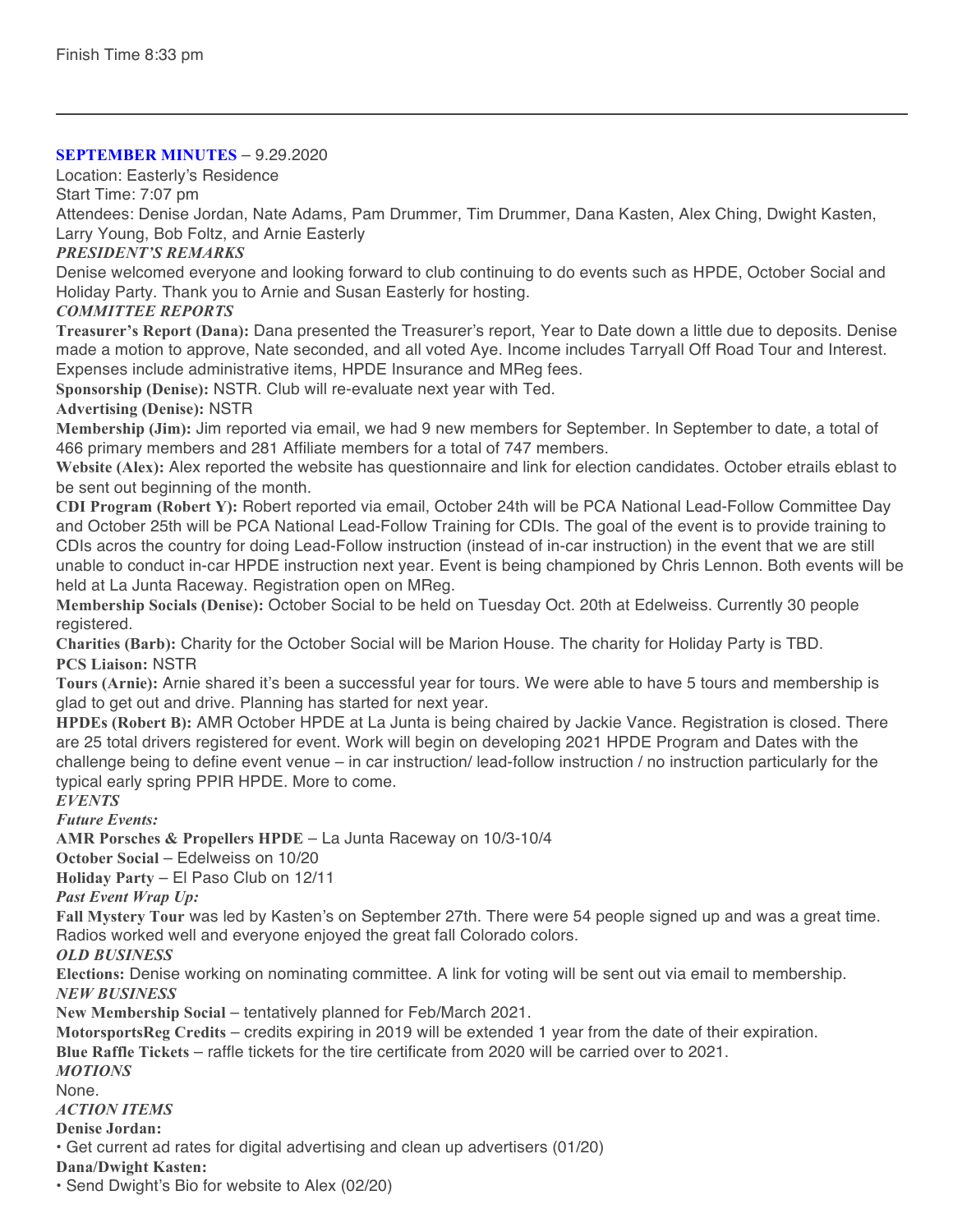Finish Time 8:33 pm

---

## SEPTEMBER MINUTES – 9.29.2020

Location: Easterly's Residence

Start Time: 7:07 pm

Attendees: Denise Jordan, Nate Adams, Pam Drummer, Tim Drummer, Dana Kasten, Alex Ching, Dwight Kasten, Larry Young, Bob Foltz, and Arnie Easterly

### *PRESIDENT'S REMARKS*

Denise welcomed everyone and looking forward to club continuing to do events such as HPDE, October Social and Holiday Party. Thank you to Arnie and Susan Easterly for hosting.

### *COMMITTEE REPORTS*

**Treasurer's Report (Dana):** Dana presented the Treasurer's report, Year to Date down a little due to deposits. Denise made a motion to approve, Nate seconded, and all voted Aye. Income includes Tarryall Off Road Tour and Interest. Expenses include administrative items, HPDE Insurance and MReg fees.

**Sponsorship (Denise):** NSTR. Club will re-evaluate next year with Ted.

**Advertising (Denise):** NSTR

**Membership (Jim):** Jim reported via email, we had 9 new members for September. In September to date, a total of 466 primary members and 281 Affiliate members for a total of 747 members.

**Website (Alex):** Alex reported the website has questionnaire and link for election candidates. October etrails eblast to be sent out beginning of the month.

**CDI Program (Robert Y):** Robert reported via email, October 24th will be PCA National Lead-Follow Committee Day and October 25th will be PCA National Lead-Follow Training for CDIs. The goal of the event is to provide training to CDIs acros the country for doing Lead-Follow instruction (instead of in-car instruction) in the event that we are still unable to conduct in-car HPDE instruction next year. Event is being championed by Chris Lennon. Both events will be held at La Junta Raceway. Registration open on MReg.

**Membership Socials (Denise):** October Social to be held on Tuesday Oct. 20th at Edelweiss. Currently 30 people registered.

**Charities (Barb):** Charity for the October Social will be Marion House. The charity for Holiday Party is TBD.

**PCS Liaison:** NSTR

**Tours (Arnie):** Arnie shared it's been a successful year for tours. We were able to have 5 tours and membership is glad to get out and drive. Planning has started for next year.

**HPDEs (Robert B):** AMR October HPDE at La Junta is being chaired by Jackie Vance. Registration is closed. There are 25 total drivers registered for event. Work will begin on developing 2021 HPDE Program and Dates with the challenge being to define event venue – in car instruction/ lead-follow instruction / no instruction particularly for the typical early spring PPIR HPDE. More to come.

### *EVENTS*

***Future Events:***

**AMR Porsches & Propellers HPDE** – La Junta Raceway on 10/3-10/4

**October Social** – Edelweiss on 10/20

**Holiday Party** – El Paso Club on 12/11

***Past Event Wrap Up:***

**Fall Mystery Tour** was led by Kasten's on September 27th. There were 54 people signed up and was a great time. Radios worked well and everyone enjoyed the great fall Colorado colors.

### *OLD BUSINESS*

**Elections:** Denise working on nominating committee. A link for voting will be sent out via email to membership.

### *NEW BUSINESS*

**New Membership Social** – tentatively planned for Feb/March 2021.

**MotorsportsReg Credits** – credits expiring in 2019 will be extended 1 year from the date of their expiration.

**Blue Raffle Tickets** – raffle tickets for the tire certificate from 2020 will be carried over to 2021.

### *MOTIONS*

None.

### *ACTION ITEMS*

**Denise Jordan:**

- Get current ad rates for digital advertising and clean up advertisers (01/20)

**Dana/Dwight Kasten:**

- Send Dwight's Bio for website to Alex (02/20)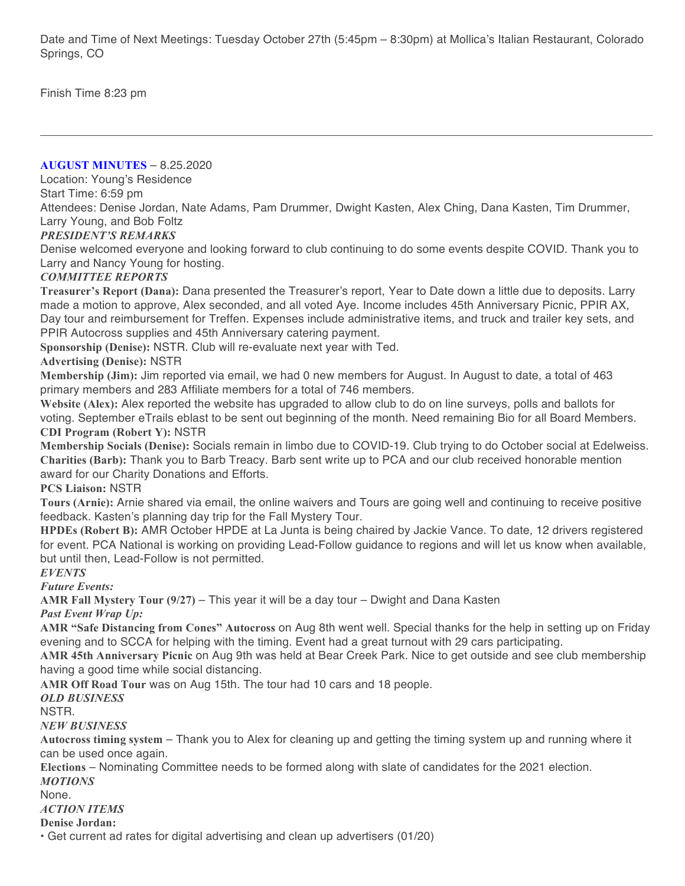Date and Time of Next Meetings: Tuesday October 27th (5:45pm – 8:30pm) at Mollica's Italian Restaurant, Colorado Springs, CO

Finish Time 8:23 pm

---

## AUGUST MINUTES – 8.25.2020

Location: Young's Residence
Start Time: 6:59 pm
Attendees: Denise Jordan, Nate Adams, Pam Drummer, Dwight Kasten, Alex Ching, Dana Kasten, Tim Drummer, Larry Young, and Bob Foltz

***PRESIDENT'S REMARKS***

Denise welcomed everyone and looking forward to club continuing to do some events despite COVID. Thank you to Larry and Nancy Young for hosting.

***COMMITTEE REPORTS***

**Treasurer's Report (Dana):** Dana presented the Treasurer's report, Year to Date down a little due to deposits. Larry made a motion to approve, Alex seconded, and all voted Aye. Income includes 45th Anniversary Picnic, PPIR AX, Day tour and reimbursement for Treffen. Expenses include administrative items, and truck and trailer key sets, and PPIR Autocross supplies and 45th Anniversary catering payment.

**Sponsorship (Denise):** NSTR. Club will re-evaluate next year with Ted.

**Advertising (Denise):** NSTR

**Membership (Jim):** Jim reported via email, we had 0 new members for August. In August to date, a total of 463 primary members and 283 Affiliate members for a total of 746 members.

**Website (Alex):** Alex reported the website has upgraded to allow club to do on line surveys, polls and ballots for voting. September eTrails eblast to be sent out beginning of the month. Need remaining Bio for all Board Members.

**CDI Program (Robert Y):** NSTR

**Membership Socials (Denise):** Socials remain in limbo due to COVID-19. Club trying to do October social at Edelweiss.

**Charities (Barb):** Thank you to Barb Treacy. Barb sent write up to PCA and our club received honorable mention award for our Charity Donations and Efforts.

**PCS Liaison:** NSTR

**Tours (Arnie):** Arnie shared via email, the online waivers and Tours are going well and continuing to receive positive feedback. Kasten's planning day trip for the Fall Mystery Tour.

**HPDEs (Robert B):** AMR October HPDE at La Junta is being chaired by Jackie Vance. To date, 12 drivers registered for event. PCA National is working on providing Lead-Follow guidance to regions and will let us know when available, but until then, Lead-Follow is not permitted.

***EVENTS***

***Future Events:***

**AMR Fall Mystery Tour (9/27)** – This year it will be a day tour – Dwight and Dana Kasten

***Past Event Wrap Up:***

**AMR "Safe Distancing from Cones" Autocross** on Aug 8th went well. Special thanks for the help in setting up on Friday evening and to SCCA for helping with the timing. Event had a great turnout with 29 cars participating.

**AMR 45th Anniversary Picnic** on Aug 9th was held at Bear Creek Park. Nice to get outside and see club membership having a good time while social distancing.

**AMR Off Road Tour** was on Aug 15th. The tour had 10 cars and 18 people.

***OLD BUSINESS***

NSTR.

***NEW BUSINESS***

**Autocross timing system** – Thank you to Alex for cleaning up and getting the timing system up and running where it can be used once again.

**Elections** – Nominating Committee needs to be formed along with slate of candidates for the 2021 election.

***MOTIONS***

None.

***ACTION ITEMS***

**Denise Jordan:**

- Get current ad rates for digital advertising and clean up advertisers (01/20)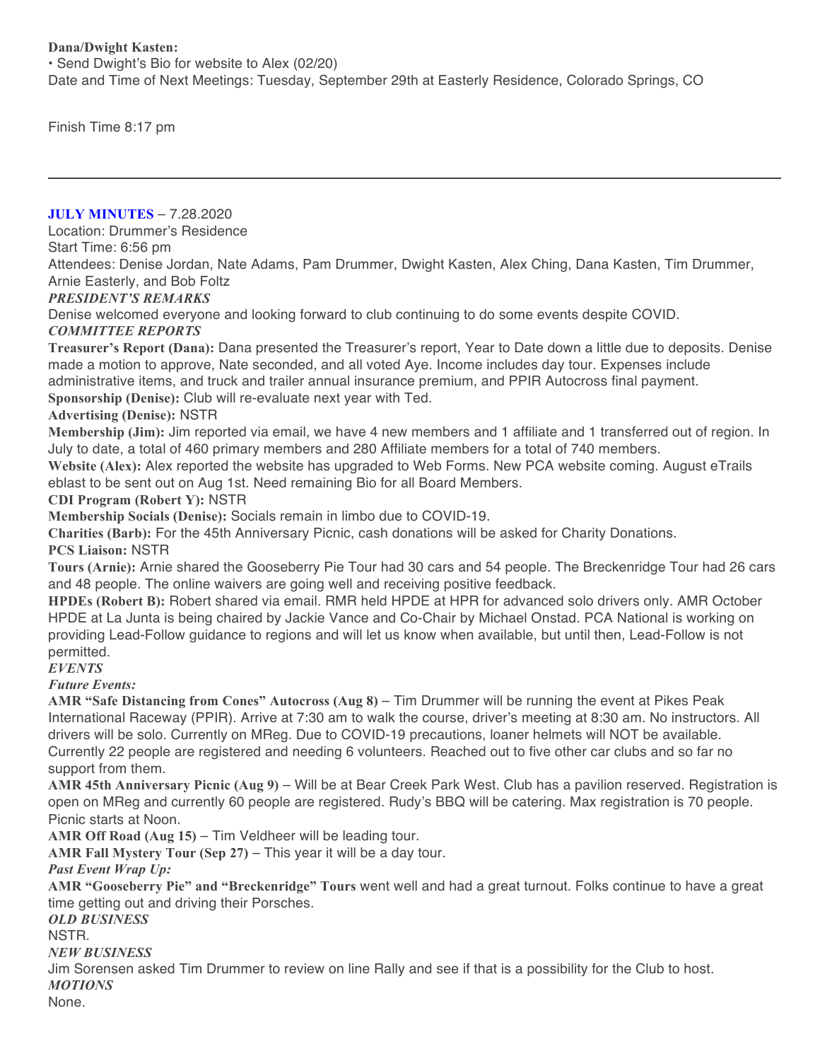**Dana/Dwight Kasten:**

• Send Dwight's Bio for website to Alex (02/20)

Date and Time of Next Meetings: Tuesday, September 29th at Easterly Residence, Colorado Springs, CO

Finish Time 8:17 pm

---

**JULY MINUTES** – 7.28.2020

Location: Drummer's Residence

Start Time: 6:56 pm

Attendees: Denise Jordan, Nate Adams, Pam Drummer, Dwight Kasten, Alex Ching, Dana Kasten, Tim Drummer, Arnie Easterly, and Bob Foltz

***PRESIDENT'S REMARKS***

Denise welcomed everyone and looking forward to club continuing to do some events despite COVID.

***COMMITTEE REPORTS***

**Treasurer's Report (Dana):** Dana presented the Treasurer's report, Year to Date down a little due to deposits. Denise made a motion to approve, Nate seconded, and all voted Aye. Income includes day tour. Expenses include administrative items, and truck and trailer annual insurance premium, and PPIR Autocross final payment.

**Sponsorship (Denise):** Club will re-evaluate next year with Ted.

**Advertising (Denise):** NSTR

**Membership (Jim):** Jim reported via email, we have 4 new members and 1 affiliate and 1 transferred out of region. In July to date, a total of 460 primary members and 280 Affiliate members for a total of 740 members.

**Website (Alex):** Alex reported the website has upgraded to Web Forms. New PCA website coming. August eTrails eblast to be sent out on Aug 1st. Need remaining Bio for all Board Members.

**CDI Program (Robert Y):** NSTR

**Membership Socials (Denise):** Socials remain in limbo due to COVID-19.

**Charities (Barb):** For the 45th Anniversary Picnic, cash donations will be asked for Charity Donations.

**PCS Liaison:** NSTR

**Tours (Arnie):** Arnie shared the Gooseberry Pie Tour had 30 cars and 54 people. The Breckenridge Tour had 26 cars and 48 people. The online waivers are going well and receiving positive feedback.

**HPDEs (Robert B):** Robert shared via email. RMR held HPDE at HPR for advanced solo drivers only. AMR October HPDE at La Junta is being chaired by Jackie Vance and Co-Chair by Michael Onstad. PCA National is working on providing Lead-Follow guidance to regions and will let us know when available, but until then, Lead-Follow is not permitted.

***EVENTS***

***Future Events:***

**AMR "Safe Distancing from Cones" Autocross (Aug 8)** – Tim Drummer will be running the event at Pikes Peak International Raceway (PPIR). Arrive at 7:30 am to walk the course, driver's meeting at 8:30 am. No instructors. All drivers will be solo. Currently on MReg. Due to COVID-19 precautions, loaner helmets will NOT be available. Currently 22 people are registered and needing 6 volunteers. Reached out to five other car clubs and so far no support from them.

**AMR 45th Anniversary Picnic (Aug 9)** – Will be at Bear Creek Park West. Club has a pavilion reserved. Registration is open on MReg and currently 60 people are registered. Rudy's BBQ will be catering. Max registration is 70 people. Picnic starts at Noon.

**AMR Off Road (Aug 15)** – Tim Veldheer will be leading tour.

**AMR Fall Mystery Tour (Sep 27)** – This year it will be a day tour.

***Past Event Wrap Up:***

**AMR "Gooseberry Pie" and "Breckenridge" Tours** went well and had a great turnout. Folks continue to have a great time getting out and driving their Porsches.

***OLD BUSINESS***

NSTR.

***NEW BUSINESS***

Jim Sorensen asked Tim Drummer to review on line Rally and see if that is a possibility for the Club to host.

***MOTIONS***

None.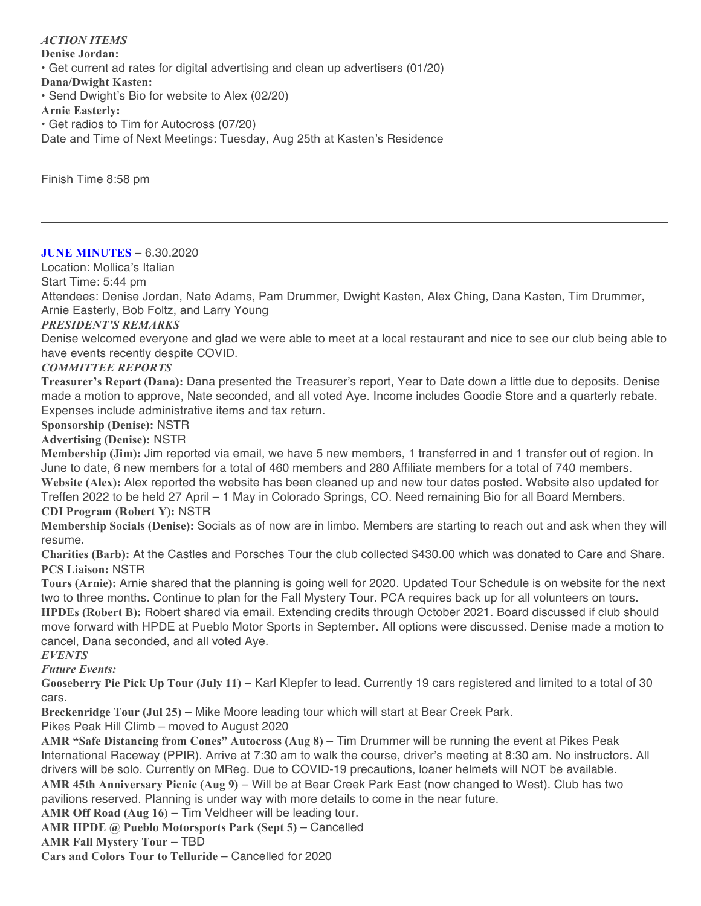***ACTION ITEMS***

**Denise Jordan:**

• Get current ad rates for digital advertising and clean up advertisers (01/20)

**Dana/Dwight Kasten:**

• Send Dwight's Bio for website to Alex (02/20)

**Arnie Easterly:**

• Get radios to Tim for Autocross (07/20)

Date and Time of Next Meetings: Tuesday, Aug 25th at Kasten's Residence

Finish Time 8:58 pm

---

**JUNE MINUTES** – 6.30.2020

Location: Mollica's Italian

Start Time: 5:44 pm

Attendees: Denise Jordan, Nate Adams, Pam Drummer, Dwight Kasten, Alex Ching, Dana Kasten, Tim Drummer, Arnie Easterly, Bob Foltz, and Larry Young

***PRESIDENT'S REMARKS***

Denise welcomed everyone and glad we were able to meet at a local restaurant and nice to see our club being able to have events recently despite COVID.

***COMMITTEE REPORTS***

**Treasurer's Report (Dana):** Dana presented the Treasurer's report, Year to Date down a little due to deposits. Denise made a motion to approve, Nate seconded, and all voted Aye. Income includes Goodie Store and a quarterly rebate. Expenses include administrative items and tax return.

**Sponsorship (Denise):** NSTR

**Advertising (Denise):** NSTR

**Membership (Jim):** Jim reported via email, we have 5 new members, 1 transferred in and 1 transfer out of region. In June to date, 6 new members for a total of 460 members and 280 Affiliate members for a total of 740 members.

**Website (Alex):** Alex reported the website has been cleaned up and new tour dates posted. Website also updated for Treffen 2022 to be held 27 April – 1 May in Colorado Springs, CO. Need remaining Bio for all Board Members.

**CDI Program (Robert Y):** NSTR

**Membership Socials (Denise):** Socials as of now are in limbo. Members are starting to reach out and ask when they will resume.

**Charities (Barb):** At the Castles and Porsches Tour the club collected $430.00 which was donated to Care and Share.

**PCS Liaison:** NSTR

**Tours (Arnie):** Arnie shared that the planning is going well for 2020. Updated Tour Schedule is on website for the next two to three months. Continue to plan for the Fall Mystery Tour. PCA requires back up for all volunteers on tours.

**HPDEs (Robert B):** Robert shared via email. Extending credits through October 2021. Board discussed if club should move forward with HPDE at Pueblo Motor Sports in September. All options were discussed. Denise made a motion to cancel, Dana seconded, and all voted Aye.

***EVENTS***

***Future Events:***

**Gooseberry Pie Pick Up Tour (July 11)** – Karl Klepfer to lead. Currently 19 cars registered and limited to a total of 30 cars.

**Breckenridge Tour (Jul 25)** – Mike Moore leading tour which will start at Bear Creek Park.

Pikes Peak Hill Climb – moved to August 2020

**AMR "Safe Distancing from Cones" Autocross (Aug 8)** – Tim Drummer will be running the event at Pikes Peak International Raceway (PPIR). Arrive at 7:30 am to walk the course, driver's meeting at 8:30 am. No instructors. All drivers will be solo. Currently on MReg. Due to COVID-19 precautions, loaner helmets will NOT be available.

**AMR 45th Anniversary Picnic (Aug 9)** – Will be at Bear Creek Park East (now changed to West). Club has two pavilions reserved. Planning is under way with more details to come in the near future.

**AMR Off Road (Aug 16)** – Tim Veldheer will be leading tour.

**AMR HPDE @ Pueblo Motorsports Park (Sept 5)** – Cancelled

**AMR Fall Mystery Tour** – TBD

**Cars and Colors Tour to Telluride** – Cancelled for 2020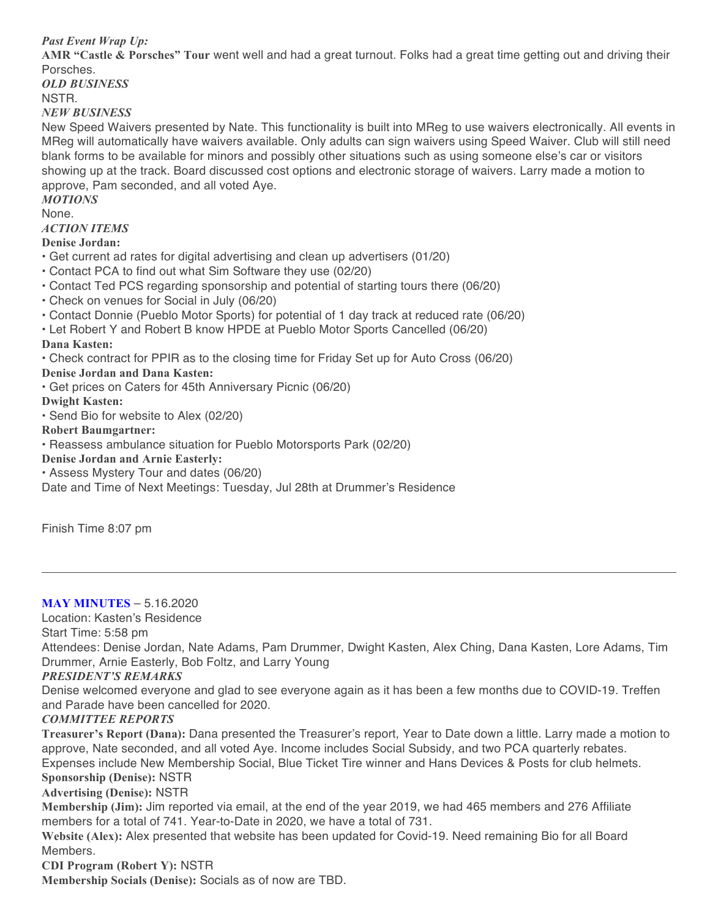***Past Event Wrap Up:***

**AMR "Castle & Porsches" Tour** went well and had a great turnout. Folks had a great time getting out and driving their Porsches.

***OLD BUSINESS***

NSTR.

***NEW BUSINESS***

New Speed Waivers presented by Nate. This functionality is built into MReg to use waivers electronically. All events in MReg will automatically have waivers available. Only adults can sign waivers using Speed Waiver. Club will still need blank forms to be available for minors and possibly other situations such as using someone else's car or visitors showing up at the track. Board discussed cost options and electronic storage of waivers. Larry made a motion to approve, Pam seconded, and all voted Aye.

***MOTIONS***

None.

***ACTION ITEMS***

**Denise Jordan:**

- Get current ad rates for digital advertising and clean up advertisers (01/20)
- Contact PCA to find out what Sim Software they use (02/20)
- Contact Ted PCS regarding sponsorship and potential of starting tours there (06/20)
- Check on venues for Social in July (06/20)
- Contact Donnie (Pueblo Motor Sports) for potential of 1 day track at reduced rate (06/20)
- Let Robert Y and Robert B know HPDE at Pueblo Motor Sports Cancelled (06/20)

**Dana Kasten:**

- Check contract for PPIR as to the closing time for Friday Set up for Auto Cross (06/20)

**Denise Jordan and Dana Kasten:**

- Get prices on Caters for 45th Anniversary Picnic (06/20)

**Dwight Kasten:**

- Send Bio for website to Alex (02/20)

**Robert Baumgartner:**

- Reassess ambulance situation for Pueblo Motorsports Park (02/20)

**Denise Jordan and Arnie Easterly:**

- Assess Mystery Tour and dates (06/20)

Date and Time of Next Meetings: Tuesday, Jul 28th at Drummer's Residence

Finish Time 8:07 pm

---

**MAY MINUTES** – 5.16.2020

Location: Kasten's Residence

Start Time: 5:58 pm

Attendees: Denise Jordan, Nate Adams, Pam Drummer, Dwight Kasten, Alex Ching, Dana Kasten, Lore Adams, Tim Drummer, Arnie Easterly, Bob Foltz, and Larry Young

***PRESIDENT'S REMARKS***

Denise welcomed everyone and glad to see everyone again as it has been a few months due to COVID-19. Treffen and Parade have been cancelled for 2020.

***COMMITTEE REPORTS***

**Treasurer's Report (Dana):** Dana presented the Treasurer's report, Year to Date down a little. Larry made a motion to approve, Nate seconded, and all voted Aye. Income includes Social Subsidy, and two PCA quarterly rebates. Expenses include New Membership Social, Blue Ticket Tire winner and Hans Devices & Posts for club helmets.

**Sponsorship (Denise):** NSTR

**Advertising (Denise):** NSTR

**Membership (Jim):** Jim reported via email, at the end of the year 2019, we had 465 members and 276 Affiliate members for a total of 741. Year-to-Date in 2020, we have a total of 731.

**Website (Alex):** Alex presented that website has been updated for Covid-19. Need remaining Bio for all Board Members.

**CDI Program (Robert Y):** NSTR

**Membership Socials (Denise):** Socials as of now are TBD.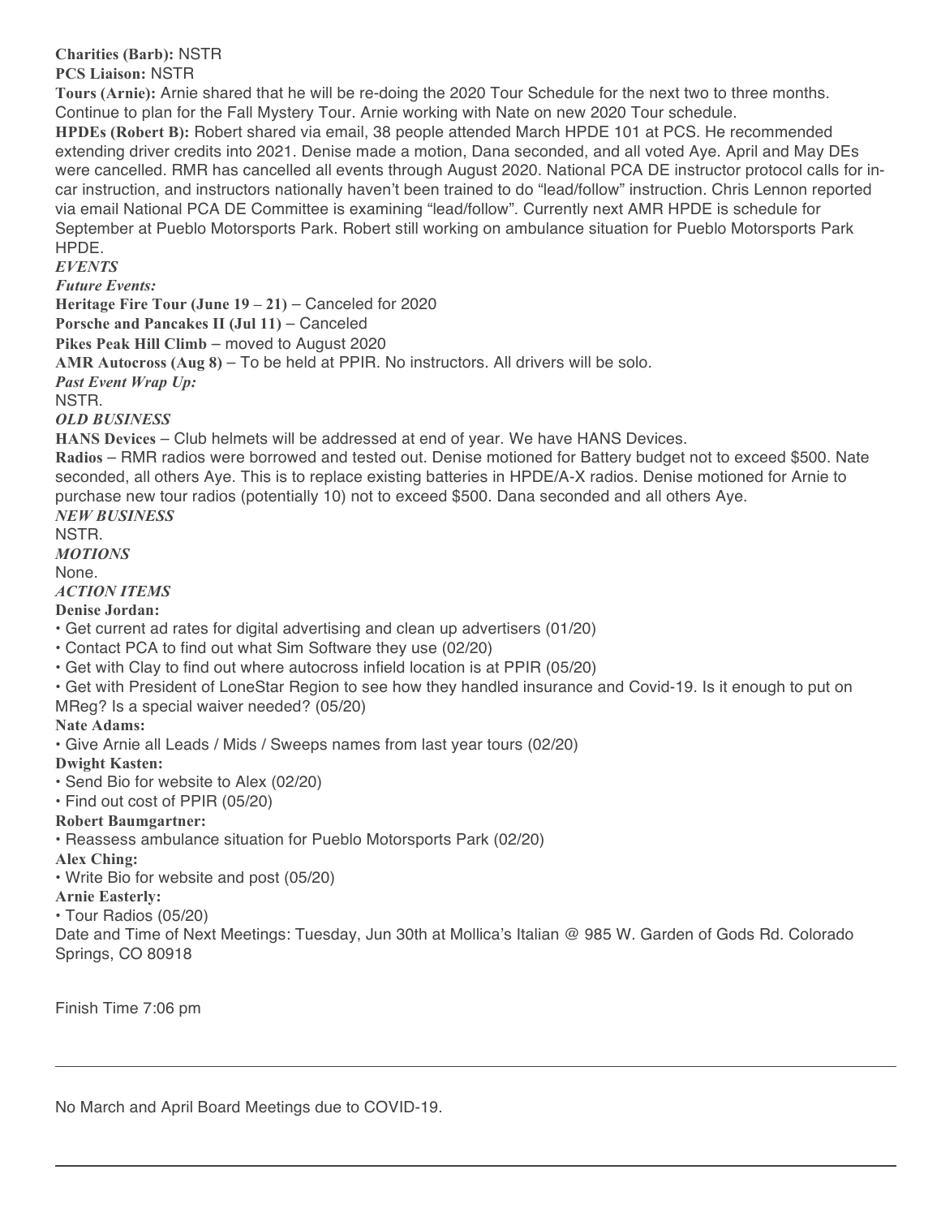**Charities (Barb):** NSTR

**PCS Liaison:** NSTR

**Tours (Arnie):** Arnie shared that he will be re-doing the 2020 Tour Schedule for the next two to three months. Continue to plan for the Fall Mystery Tour. Arnie working with Nate on new 2020 Tour schedule.

**HPDEs (Robert B):** Robert shared via email, 38 people attended March HPDE 101 at PCS. He recommended extending driver credits into 2021. Denise made a motion, Dana seconded, and all voted Aye. April and May DEs were cancelled. RMR has cancelled all events through August 2020. National PCA DE instructor protocol calls for in-car instruction, and instructors nationally haven't been trained to do "lead/follow" instruction. Chris Lennon reported via email National PCA DE Committee is examining "lead/follow". Currently next AMR HPDE is schedule for September at Pueblo Motorsports Park. Robert still working on ambulance situation for Pueblo Motorsports Park HPDE.

***EVENTS***

***Future Events:***

**Heritage Fire Tour (June 19 – 21)** – Canceled for 2020

**Porsche and Pancakes II (Jul 11)** – Canceled

**Pikes Peak Hill Climb** – moved to August 2020

**AMR Autocross (Aug 8)** – To be held at PPIR. No instructors. All drivers will be solo.

***Past Event Wrap Up:***

NSTR.

***OLD BUSINESS***

**HANS Devices** – Club helmets will be addressed at end of year. We have HANS Devices.

**Radios** – RMR radios were borrowed and tested out. Denise motioned for Battery budget not to exceed $500. Nate seconded, all others Aye. This is to replace existing batteries in HPDE/A-X radios. Denise motioned for Arnie to purchase new tour radios (potentially 10) not to exceed $500. Dana seconded and all others Aye.

***NEW BUSINESS***

NSTR.

***MOTIONS***

None.

***ACTION ITEMS***

**Denise Jordan:**

- Get current ad rates for digital advertising and clean up advertisers (01/20)
- Contact PCA to find out what Sim Software they use (02/20)
- Get with Clay to find out where autocross infield location is at PPIR (05/20)
- Get with President of LoneStar Region to see how they handled insurance and Covid-19. Is it enough to put on MReg? Is a special waiver needed? (05/20)

**Nate Adams:**

- Give Arnie all Leads / Mids / Sweeps names from last year tours (02/20)

**Dwight Kasten:**

- Send Bio for website to Alex (02/20)
- Find out cost of PPIR (05/20)

**Robert Baumgartner:**

- Reassess ambulance situation for Pueblo Motorsports Park (02/20)

**Alex Ching:**

- Write Bio for website and post (05/20)

**Arnie Easterly:**

- Tour Radios (05/20)

Date and Time of Next Meetings: Tuesday, Jun 30th at Mollica's Italian @ 985 W. Garden of Gods Rd. Colorado Springs, CO 80918

Finish Time 7:06 pm

---

No March and April Board Meetings due to COVID-19.

---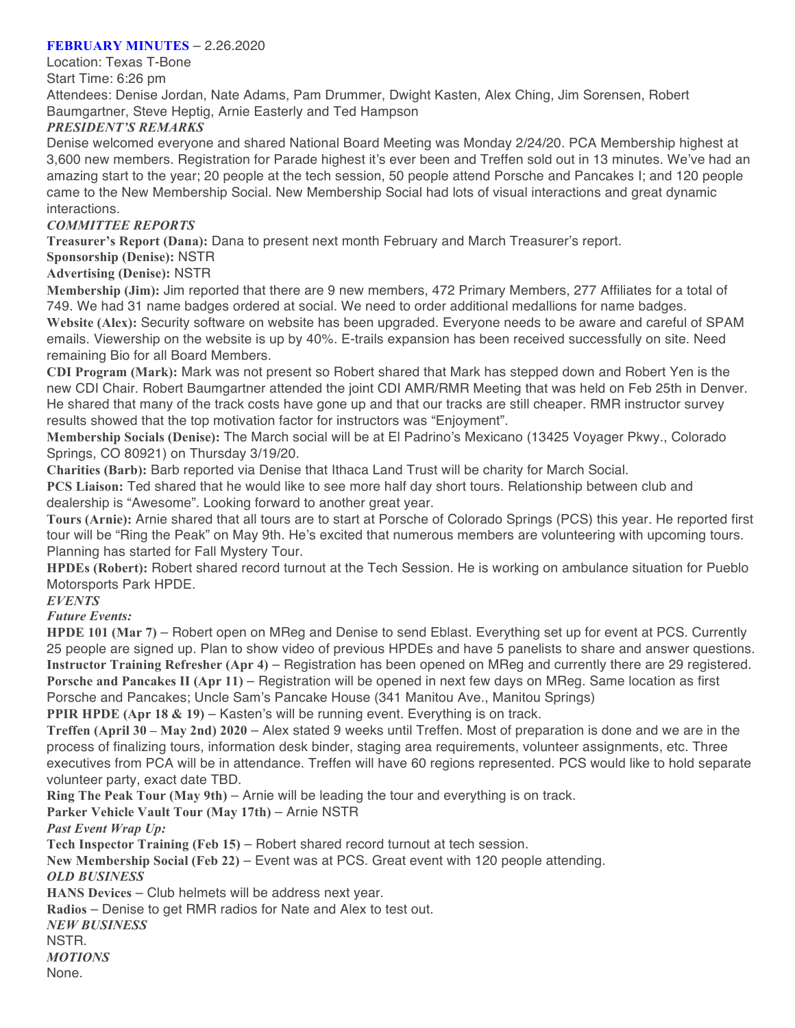## FEBRUARY MINUTES – 2.26.2020

Location: Texas T-Bone

Start Time: 6:26 pm

Attendees: Denise Jordan, Nate Adams, Pam Drummer, Dwight Kasten, Alex Ching, Jim Sorensen, Robert Baumgartner, Steve Heptig, Arnie Easterly and Ted Hampson

### *PRESIDENT'S REMARKS*

Denise welcomed everyone and shared National Board Meeting was Monday 2/24/20. PCA Membership highest at 3,600 new members. Registration for Parade highest it's ever been and Treffen sold out in 13 minutes. We've had an amazing start to the year; 20 people at the tech session, 50 people attend Porsche and Pancakes I; and 120 people came to the New Membership Social. New Membership Social had lots of visual interactions and great dynamic interactions.

### *COMMITTEE REPORTS*

**Treasurer's Report (Dana):** Dana to present next month February and March Treasurer's report.

**Sponsorship (Denise):** NSTR

**Advertising (Denise):** NSTR

**Membership (Jim):** Jim reported that there are 9 new members, 472 Primary Members, 277 Affiliates for a total of 749. We had 31 name badges ordered at social. We need to order additional medallions for name badges.

**Website (Alex):** Security software on website has been upgraded. Everyone needs to be aware and careful of SPAM emails. Viewership on the website is up by 40%. E-trails expansion has been received successfully on site. Need remaining Bio for all Board Members.

**CDI Program (Mark):** Mark was not present so Robert shared that Mark has stepped down and Robert Yen is the new CDI Chair. Robert Baumgartner attended the joint CDI AMR/RMR Meeting that was held on Feb 25th in Denver. He shared that many of the track costs have gone up and that our tracks are still cheaper. RMR instructor survey results showed that the top motivation factor for instructors was "Enjoyment".

**Membership Socials (Denise):** The March social will be at El Padrino's Mexicano (13425 Voyager Pkwy., Colorado Springs, CO 80921) on Thursday 3/19/20.

**Charities (Barb):** Barb reported via Denise that Ithaca Land Trust will be charity for March Social.

**PCS Liaison:** Ted shared that he would like to see more half day short tours. Relationship between club and dealership is "Awesome". Looking forward to another great year.

**Tours (Arnie):** Arnie shared that all tours are to start at Porsche of Colorado Springs (PCS) this year. He reported first tour will be "Ring the Peak" on May 9th. He's excited that numerous members are volunteering with upcoming tours. Planning has started for Fall Mystery Tour.

**HPDEs (Robert):** Robert shared record turnout at the Tech Session. He is working on ambulance situation for Pueblo Motorsports Park HPDE.

### *EVENTS*

*Future Events:*

**HPDE 101 (Mar 7)** – Robert open on MReg and Denise to send Eblast. Everything set up for event at PCS. Currently 25 people are signed up. Plan to show video of previous HPDEs and have 5 panelists to share and answer questions.

**Instructor Training Refresher (Apr 4)** – Registration has been opened on MReg and currently there are 29 registered.

**Porsche and Pancakes II (Apr 11)** – Registration will be opened in next few days on MReg. Same location as first Porsche and Pancakes; Uncle Sam's Pancake House (341 Manitou Ave., Manitou Springs)

**PPIR HPDE (Apr 18 & 19)** – Kasten's will be running event. Everything is on track.

**Treffen (April 30 – May 2nd) 2020** – Alex stated 9 weeks until Treffen. Most of preparation is done and we are in the process of finalizing tours, information desk binder, staging area requirements, volunteer assignments, etc. Three executives from PCA will be in attendance. Treffen will have 60 regions represented. PCS would like to hold separate volunteer party, exact date TBD.

**Ring The Peak Tour (May 9th)** – Arnie will be leading the tour and everything is on track.

**Parker Vehicle Vault Tour (May 17th)** – Arnie NSTR

*Past Event Wrap Up:*

**Tech Inspector Training (Feb 15)** – Robert shared record turnout at tech session.

**New Membership Social (Feb 22)** – Event was at PCS. Great event with 120 people attending.

### *OLD BUSINESS*

**HANS Devices** – Club helmets will be address next year.

**Radios** – Denise to get RMR radios for Nate and Alex to test out.

### *NEW BUSINESS*

NSTR.

### *MOTIONS*

None.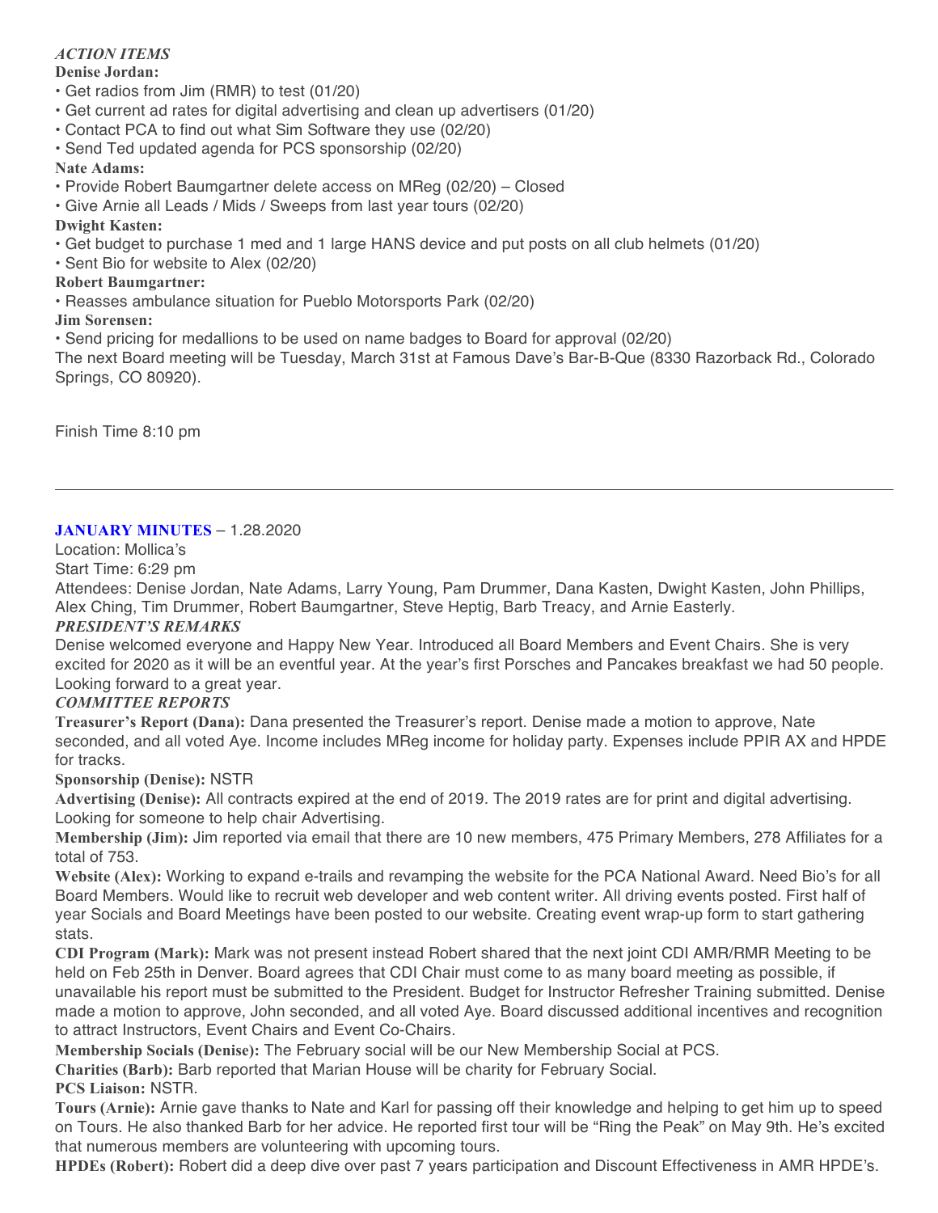***ACTION ITEMS***

**Denise Jordan:**

- Get radios from Jim (RMR) to test (01/20)
- Get current ad rates for digital advertising and clean up advertisers (01/20)
- Contact PCA to find out what Sim Software they use (02/20)
- Send Ted updated agenda for PCS sponsorship (02/20)

**Nate Adams:**

- Provide Robert Baumgartner delete access on MReg (02/20) – Closed
- Give Arnie all Leads / Mids / Sweeps from last year tours (02/20)

**Dwight Kasten:**

- Get budget to purchase 1 med and 1 large HANS device and put posts on all club helmets (01/20)
- Sent Bio for website to Alex (02/20)

**Robert Baumgartner:**

- Reasses ambulance situation for Pueblo Motorsports Park (02/20)

**Jim Sorensen:**

- Send pricing for medallions to be used on name badges to Board for approval (02/20)

The next Board meeting will be Tuesday, March 31st at Famous Dave's Bar-B-Que (8330 Razorback Rd., Colorado Springs, CO 80920).

Finish Time 8:10 pm

---

**JANUARY MINUTES** – 1.28.2020

Location: Mollica's

Start Time: 6:29 pm

Attendees: Denise Jordan, Nate Adams, Larry Young, Pam Drummer, Dana Kasten, Dwight Kasten, John Phillips, Alex Ching, Tim Drummer, Robert Baumgartner, Steve Heptig, Barb Treacy, and Arnie Easterly.

***PRESIDENT'S REMARKS***

Denise welcomed everyone and Happy New Year. Introduced all Board Members and Event Chairs. She is very excited for 2020 as it will be an eventful year. At the year's first Porsches and Pancakes breakfast we had 50 people. Looking forward to a great year.

***COMMITTEE REPORTS***

**Treasurer's Report (Dana):** Dana presented the Treasurer's report. Denise made a motion to approve, Nate seconded, and all voted Aye. Income includes MReg income for holiday party. Expenses include PPIR AX and HPDE for tracks.

**Sponsorship (Denise):** NSTR

**Advertising (Denise):** All contracts expired at the end of 2019. The 2019 rates are for print and digital advertising. Looking for someone to help chair Advertising.

**Membership (Jim):** Jim reported via email that there are 10 new members, 475 Primary Members, 278 Affiliates for a total of 753.

**Website (Alex):** Working to expand e-trails and revamping the website for the PCA National Award. Need Bio's for all Board Members. Would like to recruit web developer and web content writer. All driving events posted. First half of year Socials and Board Meetings have been posted to our website. Creating event wrap-up form to start gathering stats.

**CDI Program (Mark):** Mark was not present instead Robert shared that the next joint CDI AMR/RMR Meeting to be held on Feb 25th in Denver. Board agrees that CDI Chair must come to as many board meeting as possible, if unavailable his report must be submitted to the President. Budget for Instructor Refresher Training submitted. Denise made a motion to approve, John seconded, and all voted Aye. Board discussed additional incentives and recognition to attract Instructors, Event Chairs and Event Co-Chairs.

**Membership Socials (Denise):** The February social will be our New Membership Social at PCS.

**Charities (Barb):** Barb reported that Marian House will be charity for February Social.

**PCS Liaison:** NSTR.

**Tours (Arnie):** Arnie gave thanks to Nate and Karl for passing off their knowledge and helping to get him up to speed on Tours. He also thanked Barb for her advice. He reported first tour will be "Ring the Peak" on May 9th. He's excited that numerous members are volunteering with upcoming tours.

**HPDEs (Robert):** Robert did a deep dive over past 7 years participation and Discount Effectiveness in AMR HPDE's.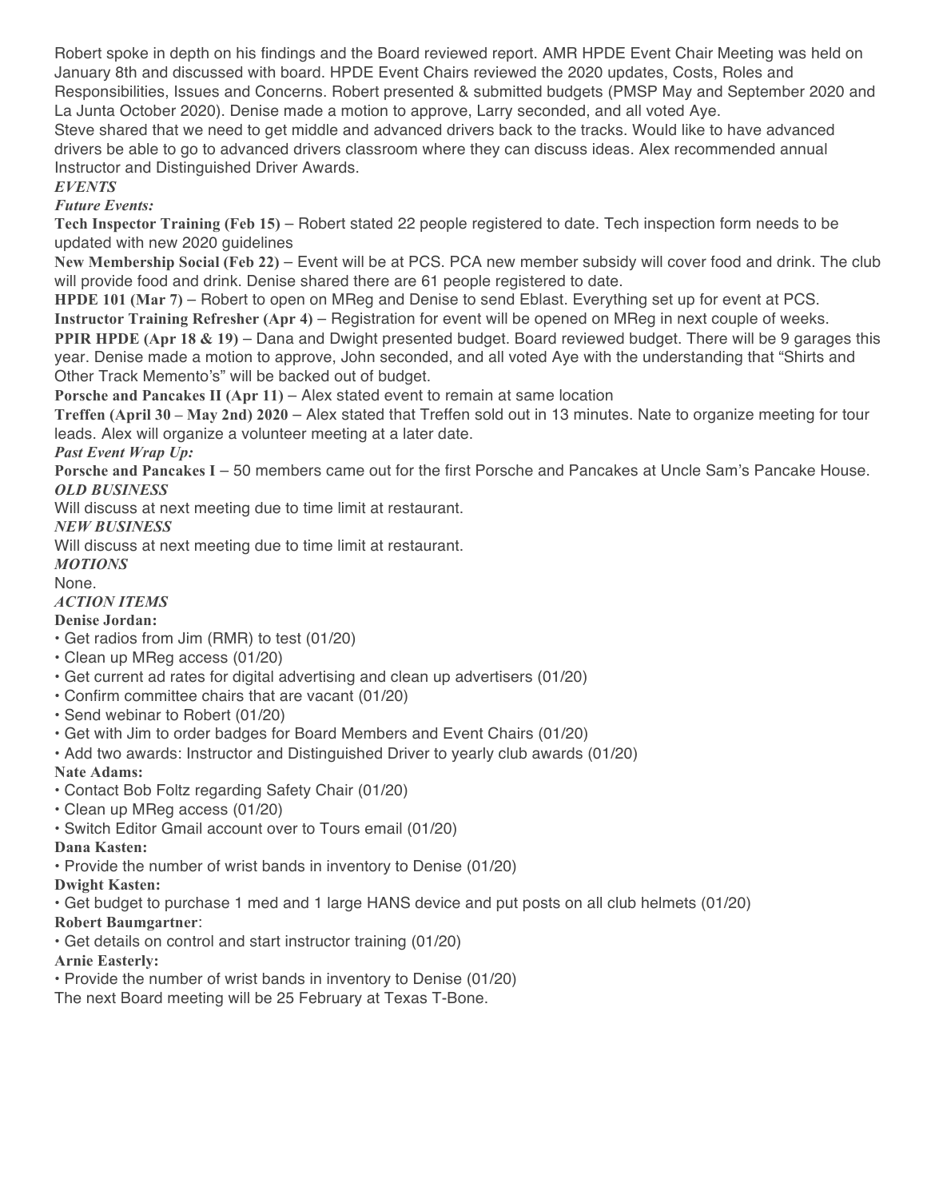Robert spoke in depth on his findings and the Board reviewed report. AMR HPDE Event Chair Meeting was held on January 8th and discussed with board. HPDE Event Chairs reviewed the 2020 updates, Costs, Roles and Responsibilities, Issues and Concerns. Robert presented & submitted budgets (PMSP May and September 2020 and La Junta October 2020). Denise made a motion to approve, Larry seconded, and all voted Aye.

Steve shared that we need to get middle and advanced drivers back to the tracks. Would like to have advanced drivers be able to go to advanced drivers classroom where they can discuss ideas. Alex recommended annual Instructor and Distinguished Driver Awards.

***EVENTS***

***Future Events:***

**Tech Inspector Training (Feb 15)** – Robert stated 22 people registered to date. Tech inspection form needs to be updated with new 2020 guidelines

**New Membership Social (Feb 22)** – Event will be at PCS. PCA new member subsidy will cover food and drink. The club will provide food and drink. Denise shared there are 61 people registered to date.

**HPDE 101 (Mar 7)** – Robert to open on MReg and Denise to send Eblast. Everything set up for event at PCS.

**Instructor Training Refresher (Apr 4)** – Registration for event will be opened on MReg in next couple of weeks.

**PPIR HPDE (Apr 18 & 19)** – Dana and Dwight presented budget. Board reviewed budget. There will be 9 garages this year. Denise made a motion to approve, John seconded, and all voted Aye with the understanding that "Shirts and Other Track Memento's" will be backed out of budget.

**Porsche and Pancakes II (Apr 11)** – Alex stated event to remain at same location

**Treffen (April 30 – May 2nd) 2020** – Alex stated that Treffen sold out in 13 minutes. Nate to organize meeting for tour leads. Alex will organize a volunteer meeting at a later date.

***Past Event Wrap Up:***

**Porsche and Pancakes I** – 50 members came out for the first Porsche and Pancakes at Uncle Sam's Pancake House.

***OLD BUSINESS***

Will discuss at next meeting due to time limit at restaurant.

***NEW BUSINESS***

Will discuss at next meeting due to time limit at restaurant.

***MOTIONS***

None.

***ACTION ITEMS***

**Denise Jordan:**

- Get radios from Jim (RMR) to test (01/20)
- Clean up MReg access (01/20)
- Get current ad rates for digital advertising and clean up advertisers (01/20)
- Confirm committee chairs that are vacant (01/20)
- Send webinar to Robert (01/20)
- Get with Jim to order badges for Board Members and Event Chairs (01/20)
- Add two awards: Instructor and Distinguished Driver to yearly club awards (01/20)

**Nate Adams:**

- Contact Bob Foltz regarding Safety Chair (01/20)
- Clean up MReg access (01/20)
- Switch Editor Gmail account over to Tours email (01/20)

**Dana Kasten:**

- Provide the number of wrist bands in inventory to Denise (01/20)

**Dwight Kasten:**

- Get budget to purchase 1 med and 1 large HANS device and put posts on all club helmets (01/20)

**Robert Baumgartner**:

- Get details on control and start instructor training (01/20)

**Arnie Easterly:**

- Provide the number of wrist bands in inventory to Denise (01/20)

The next Board meeting will be 25 February at Texas T-Bone.